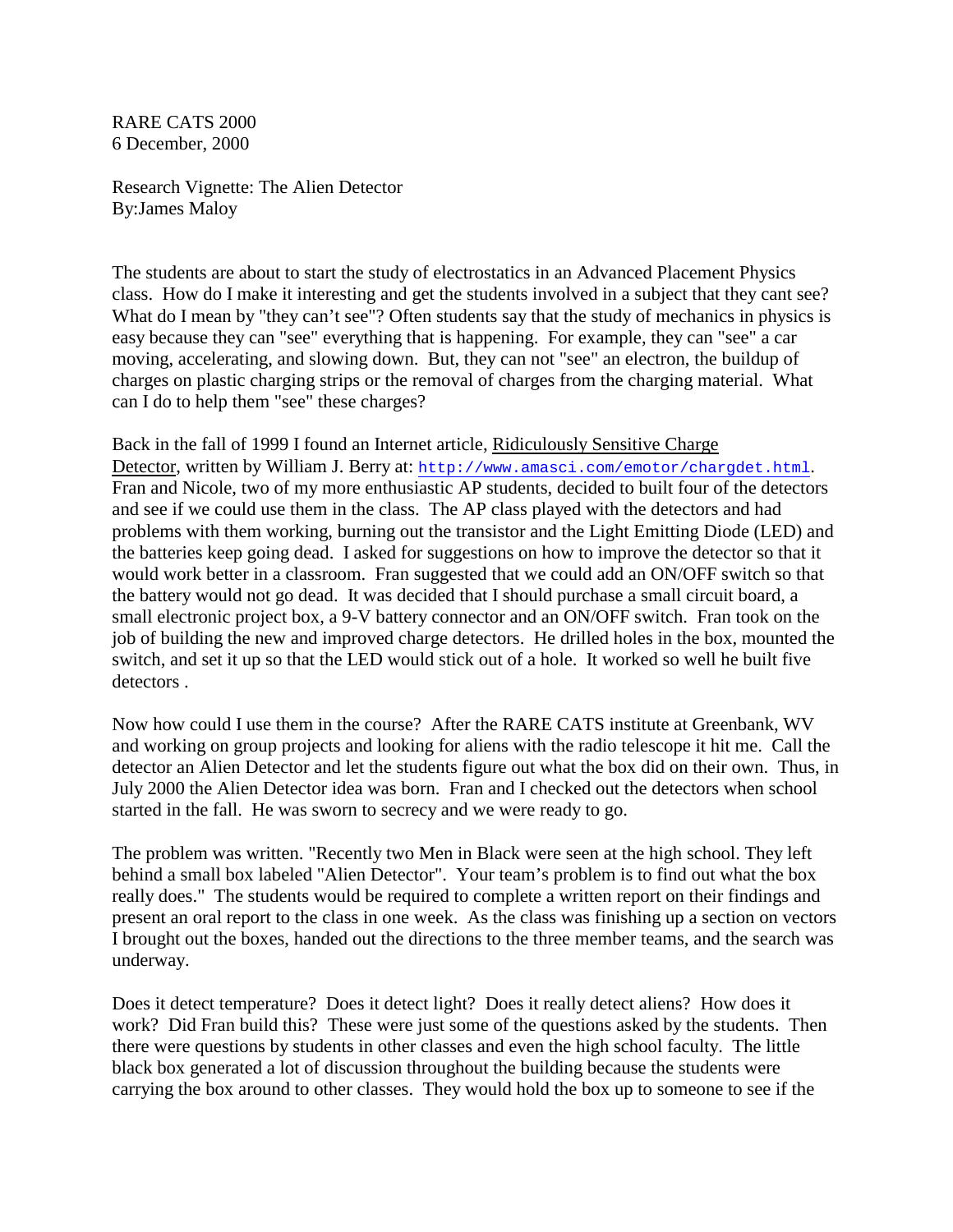RARE CATS 2000
6 December, 2000

Research Vignette: The Alien Detector
By:James Maloy

The students are about to start the study of electrostatics in an Advanced Placement Physics class. How do I make it interesting and get the students involved in a subject that they cant see? What do I mean by "they can't see"? Often students say that the study of mechanics in physics is easy because they can "see" everything that is happening. For example, they can "see" a car moving, accelerating, and slowing down. But, they can not "see" an electron, the buildup of charges on plastic charging strips or the removal of charges from the charging material. What can I do to help them "see" these charges?

Back in the fall of 1999 I found an Internet article, Ridiculously Sensitive Charge Detector, written by William J. Berry at: http://www.amasci.com/emotor/chargdet.html. Fran and Nicole, two of my more enthusiastic AP students, decided to built four of the detectors and see if we could use them in the class. The AP class played with the detectors and had problems with them working, burning out the transistor and the Light Emitting Diode (LED) and the batteries keep going dead. I asked for suggestions on how to improve the detector so that it would work better in a classroom. Fran suggested that we could add an ON/OFF switch so that the battery would not go dead. It was decided that I should purchase a small circuit board, a small electronic project box, a 9-V battery connector and an ON/OFF switch. Fran took on the job of building the new and improved charge detectors. He drilled holes in the box, mounted the switch, and set it up so that the LED would stick out of a hole. It worked so well he built five detectors .

Now how could I use them in the course? After the RARE CATS institute at Greenbank, WV and working on group projects and looking for aliens with the radio telescope it hit me. Call the detector an Alien Detector and let the students figure out what the box did on their own. Thus, in July 2000 the Alien Detector idea was born. Fran and I checked out the detectors when school started in the fall. He was sworn to secrecy and we were ready to go.

The problem was written. "Recently two Men in Black were seen at the high school. They left behind a small box labeled "Alien Detector". Your team's problem is to find out what the box really does." The students would be required to complete a written report on their findings and present an oral report to the class in one week. As the class was finishing up a section on vectors I brought out the boxes, handed out the directions to the three member teams, and the search was underway.

Does it detect temperature? Does it detect light? Does it really detect aliens? How does it work? Did Fran build this? These were just some of the questions asked by the students. Then there were questions by students in other classes and even the high school faculty. The little black box generated a lot of discussion throughout the building because the students were carrying the box around to other classes. They would hold the box up to someone to see if the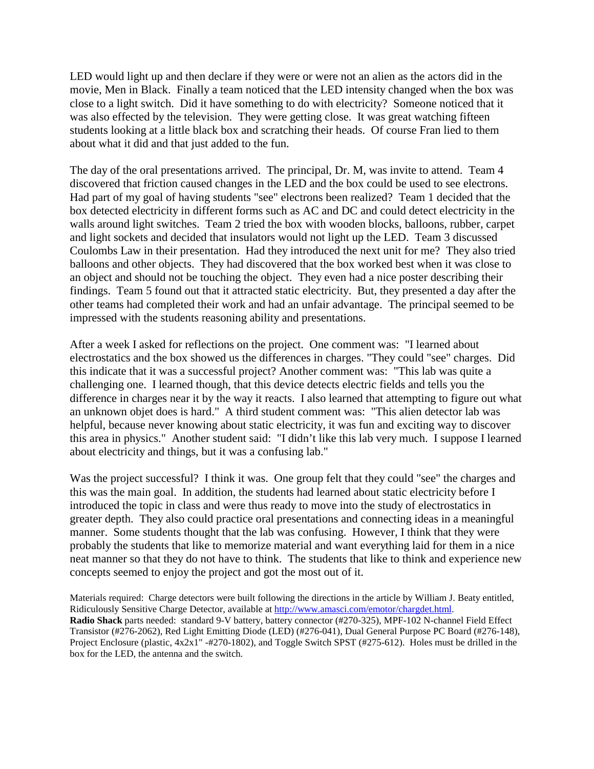LED would light up and then declare if they were or were not an alien as the actors did in the movie, Men in Black. Finally a team noticed that the LED intensity changed when the box was close to a light switch. Did it have something to do with electricity? Someone noticed that it was also effected by the television. They were getting close. It was great watching fifteen students looking at a little black box and scratching their heads. Of course Fran lied to them about what it did and that just added to the fun.

The day of the oral presentations arrived. The principal, Dr. M, was invite to attend. Team 4 discovered that friction caused changes in the LED and the box could be used to see electrons. Had part of my goal of having students "see" electrons been realized? Team 1 decided that the box detected electricity in different forms such as AC and DC and could detect electricity in the walls around light switches. Team 2 tried the box with wooden blocks, balloons, rubber, carpet and light sockets and decided that insulators would not light up the LED. Team 3 discussed Coulombs Law in their presentation. Had they introduced the next unit for me? They also tried balloons and other objects. They had discovered that the box worked best when it was close to an object and should not be touching the object. They even had a nice poster describing their findings. Team 5 found out that it attracted static electricity. But, they presented a day after the other teams had completed their work and had an unfair advantage. The principal seemed to be impressed with the students reasoning ability and presentations.

After a week I asked for reflections on the project. One comment was: "I learned about electrostatics and the box showed us the differences in charges. "They could "see" charges. Did this indicate that it was a successful project? Another comment was: "This lab was quite a challenging one. I learned though, that this device detects electric fields and tells you the difference in charges near it by the way it reacts. I also learned that attempting to figure out what an unknown objet does is hard." A third student comment was: "This alien detector lab was helpful, because never knowing about static electricity, it was fun and exciting way to discover this area in physics." Another student said: "I didn't like this lab very much. I suppose I learned about electricity and things, but it was a confusing lab."

Was the project successful? I think it was. One group felt that they could "see" the charges and this was the main goal. In addition, the students had learned about static electricity before I introduced the topic in class and were thus ready to move into the study of electrostatics in greater depth. They also could practice oral presentations and connecting ideas in a meaningful manner. Some students thought that the lab was confusing. However, I think that they were probably the students that like to memorize material and want everything laid for them in a nice neat manner so that they do not have to think. The students that like to think and experience new concepts seemed to enjoy the project and got the most out of it.

Materials required: Charge detectors were built following the directions in the article by William J. Beaty entitled, Ridiculously Sensitive Charge Detector, available at [http://www.amasci.com/emotor/chargdet.html](http://www.amasci.com/emotor/chargdet.html).
**Radio Shack** parts needed: standard 9-V battery, battery connector (#270-325), MPF-102 N-channel Field Effect Transistor (#276-2062), Red Light Emitting Diode (LED) (#276-041), Dual General Purpose PC Board (#276-148), Project Enclosure (plastic, 4x2x1" -#270-1802), and Toggle Switch SPST (#275-612). Holes must be drilled in the box for the LED, the antenna and the switch.